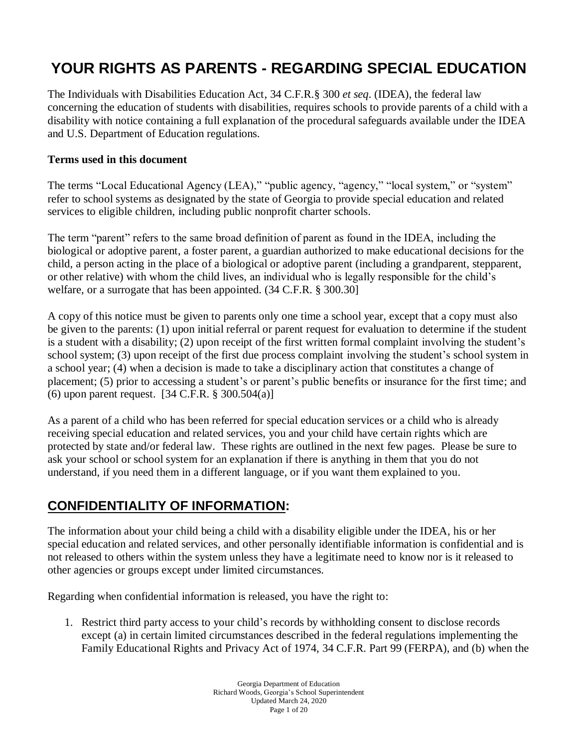# YOUR RIGHTS AS PARENTS - REGARDING SPECIAL EDUCATION

The Individuals with Disabilities Education Act, 34 C.F.R.§ 300 *et seq*. (IDEA), the federal law concerning the education of students with disabilities, requires schools to provide parents of a child with a disability with notice containing a full explanation of the procedural safeguards available under the IDEA and U.S. Department of Education regulations.

**Terms used in this document**

The terms "Local Educational Agency (LEA)," "public agency, "agency," "local system," or "system" refer to school systems as designated by the state of Georgia to provide special education and related services to eligible children, including public nonprofit charter schools.

The term "parent" refers to the same broad definition of parent as found in the IDEA, including the biological or adoptive parent, a foster parent, a guardian authorized to make educational decisions for the child, a person acting in the place of a biological or adoptive parent (including a grandparent, stepparent, or other relative) with whom the child lives, an individual who is legally responsible for the child's welfare, or a surrogate that has been appointed. (34 C.F.R. § 300.30]

A copy of this notice must be given to parents only one time a school year, except that a copy must also be given to the parents: (1) upon initial referral or parent request for evaluation to determine if the student is a student with a disability; (2) upon receipt of the first written formal complaint involving the student's school system; (3) upon receipt of the first due process complaint involving the student's school system in a school year; (4) when a decision is made to take a disciplinary action that constitutes a change of placement; (5) prior to accessing a student's or parent's public benefits or insurance for the first time; and (6) upon parent request. [34 C.F.R. § 300.504(a)]

As a parent of a child who has been referred for special education services or a child who is already receiving special education and related services, you and your child have certain rights which are protected by state and/or federal law. These rights are outlined in the next few pages. Please be sure to ask your school or school system for an explanation if there is anything in them that you do not understand, if you need them in a different language, or if you want them explained to you.

## CONFIDENTIALITY OF INFORMATION:

The information about your child being a child with a disability eligible under the IDEA, his or her special education and related services, and other personally identifiable information is confidential and is not released to others within the system unless they have a legitimate need to know nor is it released to other agencies or groups except under limited circumstances.

Regarding when confidential information is released, you have the right to:

1. Restrict third party access to your child's records by withholding consent to disclose records except (a) in certain limited circumstances described in the federal regulations implementing the Family Educational Rights and Privacy Act of 1974, 34 C.F.R. Part 99 (FERPA), and (b) when the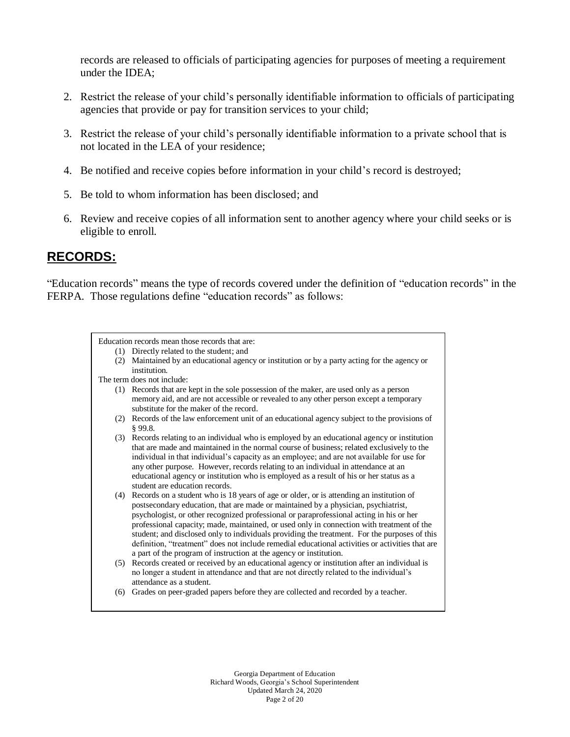records are released to officials of participating agencies for purposes of meeting a requirement under the IDEA;

2. Restrict the release of your child's personally identifiable information to officials of participating agencies that provide or pay for transition services to your child;
3. Restrict the release of your child's personally identifiable information to a private school that is not located in the LEA of your residence;
4. Be notified and receive copies before information in your child's record is destroyed;
5. Be told to whom information has been disclosed; and
6. Review and receive copies of all information sent to another agency where your child seeks or is eligible to enroll.

## RECORDS:

"Education records" means the type of records covered under the definition of "education records" in the FERPA. Those regulations define "education records" as follows:

> Education records mean those records that are:
>
> (1) Directly related to the student; and
>
> (2) Maintained by an educational agency or institution or by a party acting for the agency or institution.
>
> The term does not include:
>
> (1) Records that are kept in the sole possession of the maker, are used only as a person memory aid, and are not accessible or revealed to any other person except a temporary substitute for the maker of the record.
>
> (2) Records of the law enforcement unit of an educational agency subject to the provisions of § 99.8.
>
> (3) Records relating to an individual who is employed by an educational agency or institution that are made and maintained in the normal course of business; related exclusively to the individual in that individual's capacity as an employee; and are not available for use for any other purpose. However, records relating to an individual in attendance at an educational agency or institution who is employed as a result of his or her status as a student are education records.
>
> (4) Records on a student who is 18 years of age or older, or is attending an institution of postsecondary education, that are made or maintained by a physician, psychiatrist, psychologist, or other recognized professional or paraprofessional acting in his or her professional capacity; made, maintained, or used only in connection with treatment of the student; and disclosed only to individuals providing the treatment. For the purposes of this definition, "treatment" does not include remedial educational activities or activities that are a part of the program of instruction at the agency or institution.
>
> (5) Records created or received by an educational agency or institution after an individual is no longer a student in attendance and that are not directly related to the individual's attendance as a student.
>
> (6) Grades on peer-graded papers before they are collected and recorded by a teacher.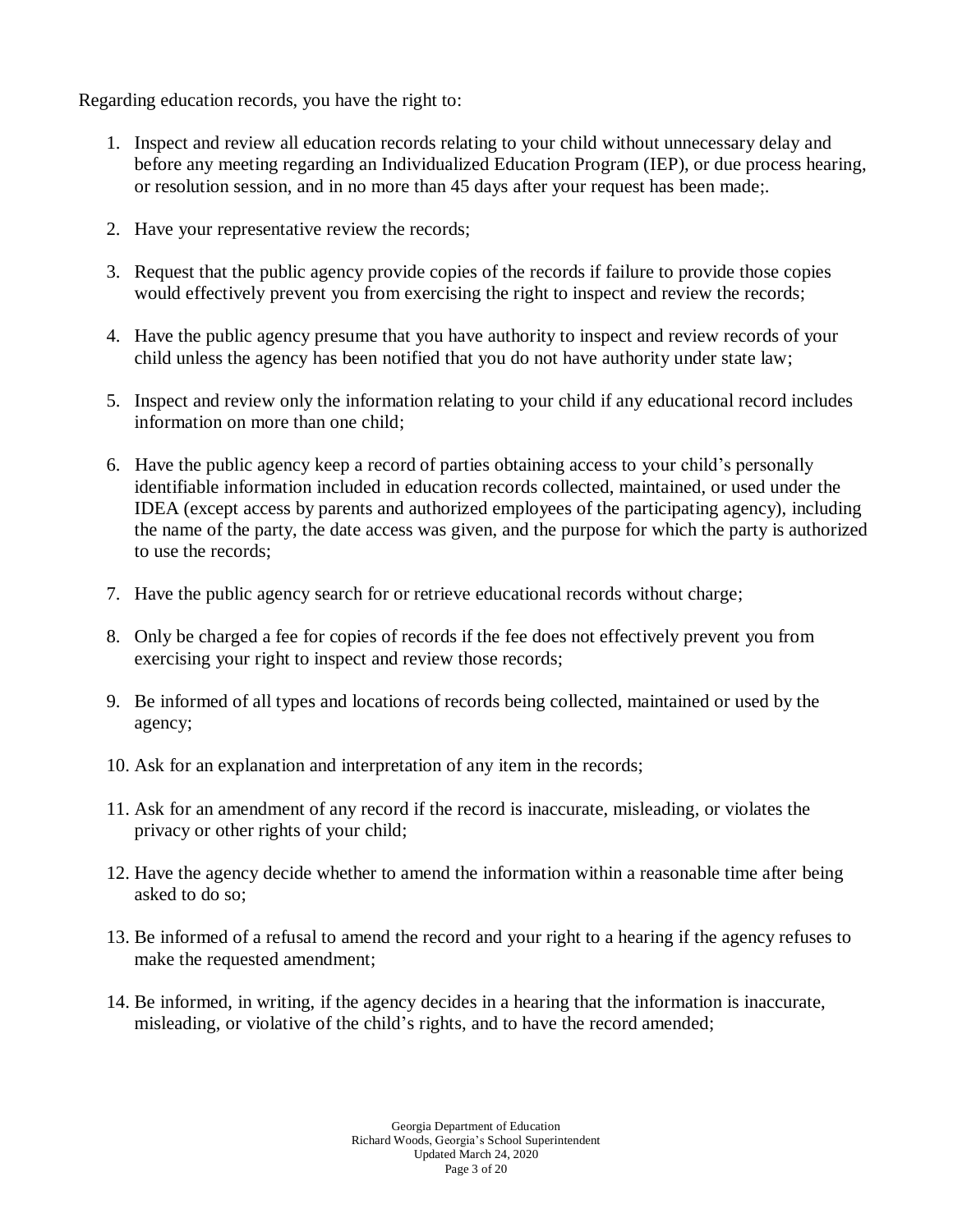Regarding education records, you have the right to:

1. Inspect and review all education records relating to your child without unnecessary delay and before any meeting regarding an Individualized Education Program (IEP), or due process hearing, or resolution session, and in no more than 45 days after your request has been made;.

2. Have your representative review the records;

3. Request that the public agency provide copies of the records if failure to provide those copies would effectively prevent you from exercising the right to inspect and review the records;

4. Have the public agency presume that you have authority to inspect and review records of your child unless the agency has been notified that you do not have authority under state law;

5. Inspect and review only the information relating to your child if any educational record includes information on more than one child;

6. Have the public agency keep a record of parties obtaining access to your child's personally identifiable information included in education records collected, maintained, or used under the IDEA (except access by parents and authorized employees of the participating agency), including the name of the party, the date access was given, and the purpose for which the party is authorized to use the records;

7. Have the public agency search for or retrieve educational records without charge;

8. Only be charged a fee for copies of records if the fee does not effectively prevent you from exercising your right to inspect and review those records;

9. Be informed of all types and locations of records being collected, maintained or used by the agency;

10. Ask for an explanation and interpretation of any item in the records;

11. Ask for an amendment of any record if the record is inaccurate, misleading, or violates the privacy or other rights of your child;

12. Have the agency decide whether to amend the information within a reasonable time after being asked to do so;

13. Be informed of a refusal to amend the record and your right to a hearing if the agency refuses to make the requested amendment;

14. Be informed, in writing, if the agency decides in a hearing that the information is inaccurate, misleading, or violative of the child's rights, and to have the record amended;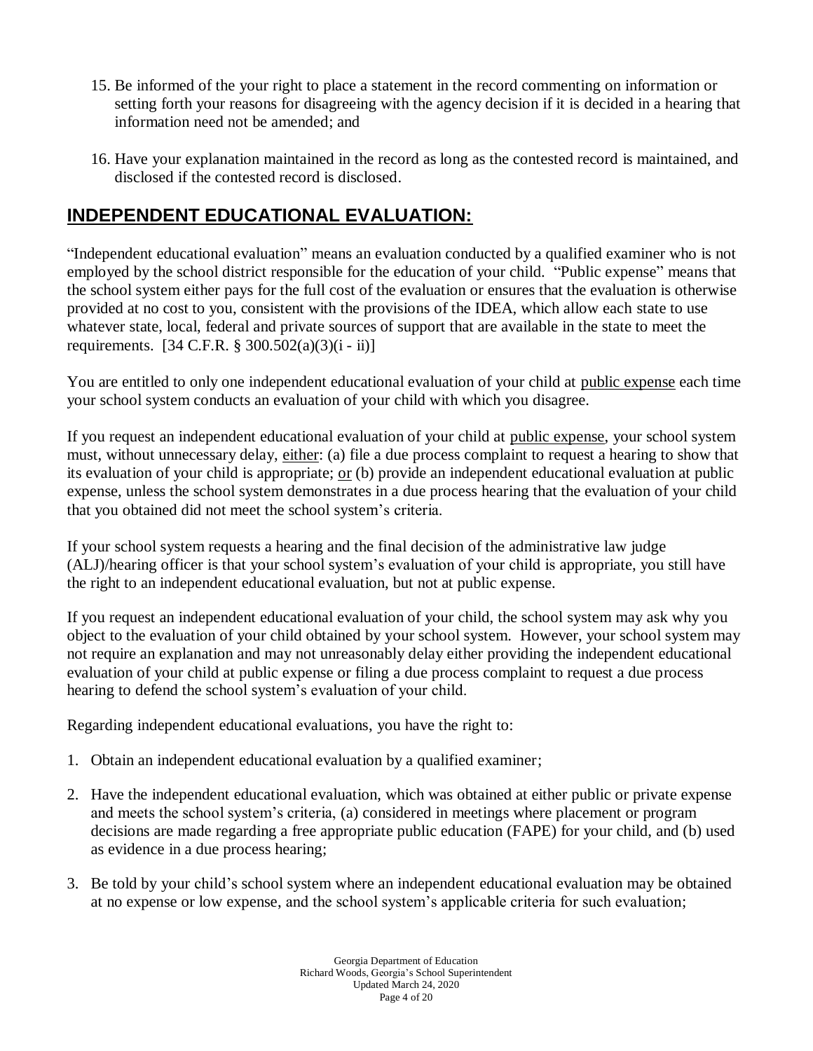15. Be informed of the your right to place a statement in the record commenting on information or setting forth your reasons for disagreeing with the agency decision if it is decided in a hearing that information need not be amended; and

16. Have your explanation maintained in the record as long as the contested record is maintained, and disclosed if the contested record is disclosed.

## INDEPENDENT EDUCATIONAL EVALUATION:

"Independent educational evaluation" means an evaluation conducted by a qualified examiner who is not employed by the school district responsible for the education of your child. "Public expense" means that the school system either pays for the full cost of the evaluation or ensures that the evaluation is otherwise provided at no cost to you, consistent with the provisions of the IDEA, which allow each state to use whatever state, local, federal and private sources of support that are available in the state to meet the requirements. [34 C.F.R. § 300.502(a)(3)(i - ii)]

You are entitled to only one independent educational evaluation of your child at <u>public expense</u> each time your school system conducts an evaluation of your child with which you disagree.

If you request an independent educational evaluation of your child at <u>public expense</u>, your school system must, without unnecessary delay, <u>either</u>: (a) file a due process complaint to request a hearing to show that its evaluation of your child is appropriate; <u>or</u> (b) provide an independent educational evaluation at public expense, unless the school system demonstrates in a due process hearing that the evaluation of your child that you obtained did not meet the school system's criteria.

If your school system requests a hearing and the final decision of the administrative law judge (ALJ)/hearing officer is that your school system's evaluation of your child is appropriate, you still have the right to an independent educational evaluation, but not at public expense.

If you request an independent educational evaluation of your child, the school system may ask why you object to the evaluation of your child obtained by your school system. However, your school system may not require an explanation and may not unreasonably delay either providing the independent educational evaluation of your child at public expense or filing a due process complaint to request a due process hearing to defend the school system's evaluation of your child.

Regarding independent educational evaluations, you have the right to:

1. Obtain an independent educational evaluation by a qualified examiner;

2. Have the independent educational evaluation, which was obtained at either public or private expense and meets the school system's criteria, (a) considered in meetings where placement or program decisions are made regarding a free appropriate public education (FAPE) for your child, and (b) used as evidence in a due process hearing;

3. Be told by your child's school system where an independent educational evaluation may be obtained at no expense or low expense, and the school system's applicable criteria for such evaluation;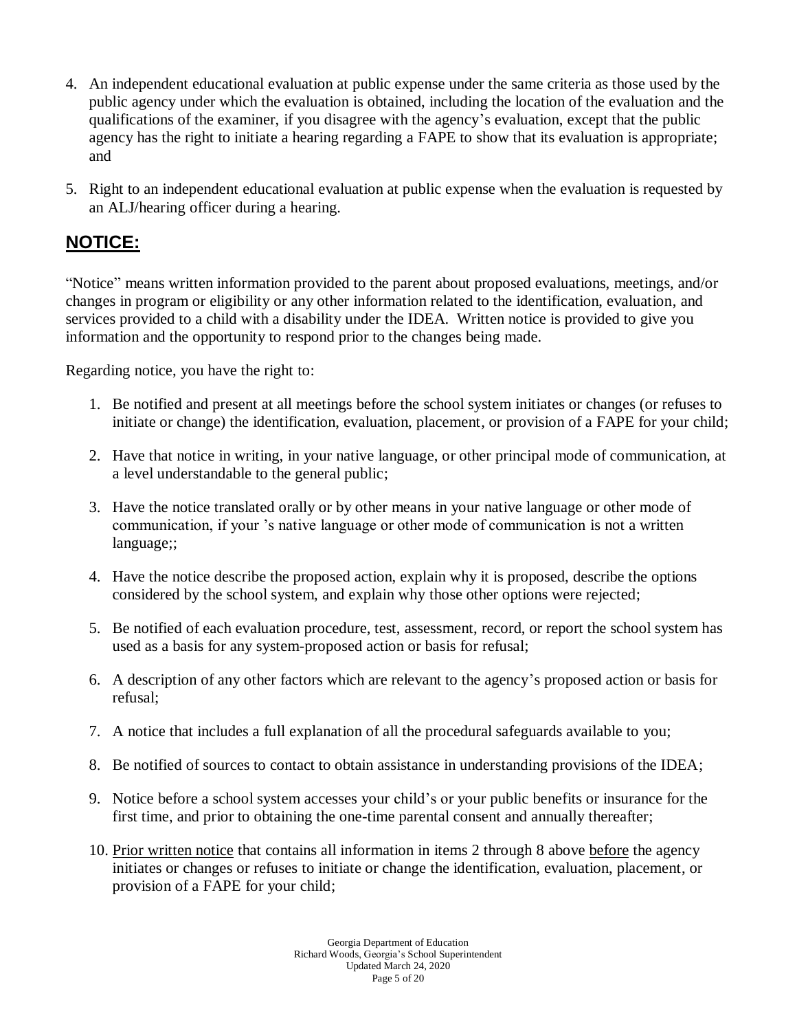4. An independent educational evaluation at public expense under the same criteria as those used by the public agency under which the evaluation is obtained, including the location of the evaluation and the qualifications of the examiner, if you disagree with the agency's evaluation, except that the public agency has the right to initiate a hearing regarding a FAPE to show that its evaluation is appropriate; and

5. Right to an independent educational evaluation at public expense when the evaluation is requested by an ALJ/hearing officer during a hearing.

## **NOTICE:**

"Notice" means written information provided to the parent about proposed evaluations, meetings, and/or changes in program or eligibility or any other information related to the identification, evaluation, and services provided to a child with a disability under the IDEA. Written notice is provided to give you information and the opportunity to respond prior to the changes being made.

Regarding notice, you have the right to:

1. Be notified and present at all meetings before the school system initiates or changes (or refuses to initiate or change) the identification, evaluation, placement, or provision of a FAPE for your child;

2. Have that notice in writing, in your native language, or other principal mode of communication, at a level understandable to the general public;

3. Have the notice translated orally or by other means in your native language or other mode of communication, if your 's native language or other mode of communication is not a written language;;

4. Have the notice describe the proposed action, explain why it is proposed, describe the options considered by the school system, and explain why those other options were rejected;

5. Be notified of each evaluation procedure, test, assessment, record, or report the school system has used as a basis for any system-proposed action or basis for refusal;

6. A description of any other factors which are relevant to the agency's proposed action or basis for refusal;

7. A notice that includes a full explanation of all the procedural safeguards available to you;

8. Be notified of sources to contact to obtain assistance in understanding provisions of the IDEA;

9. Notice before a school system accesses your child's or your public benefits or insurance for the first time, and prior to obtaining the one-time parental consent and annually thereafter;

10. <u>Prior written notice</u> that contains all information in items 2 through 8 above <u>before</u> the agency initiates or changes or refuses to initiate or change the identification, evaluation, placement, or provision of a FAPE for your child;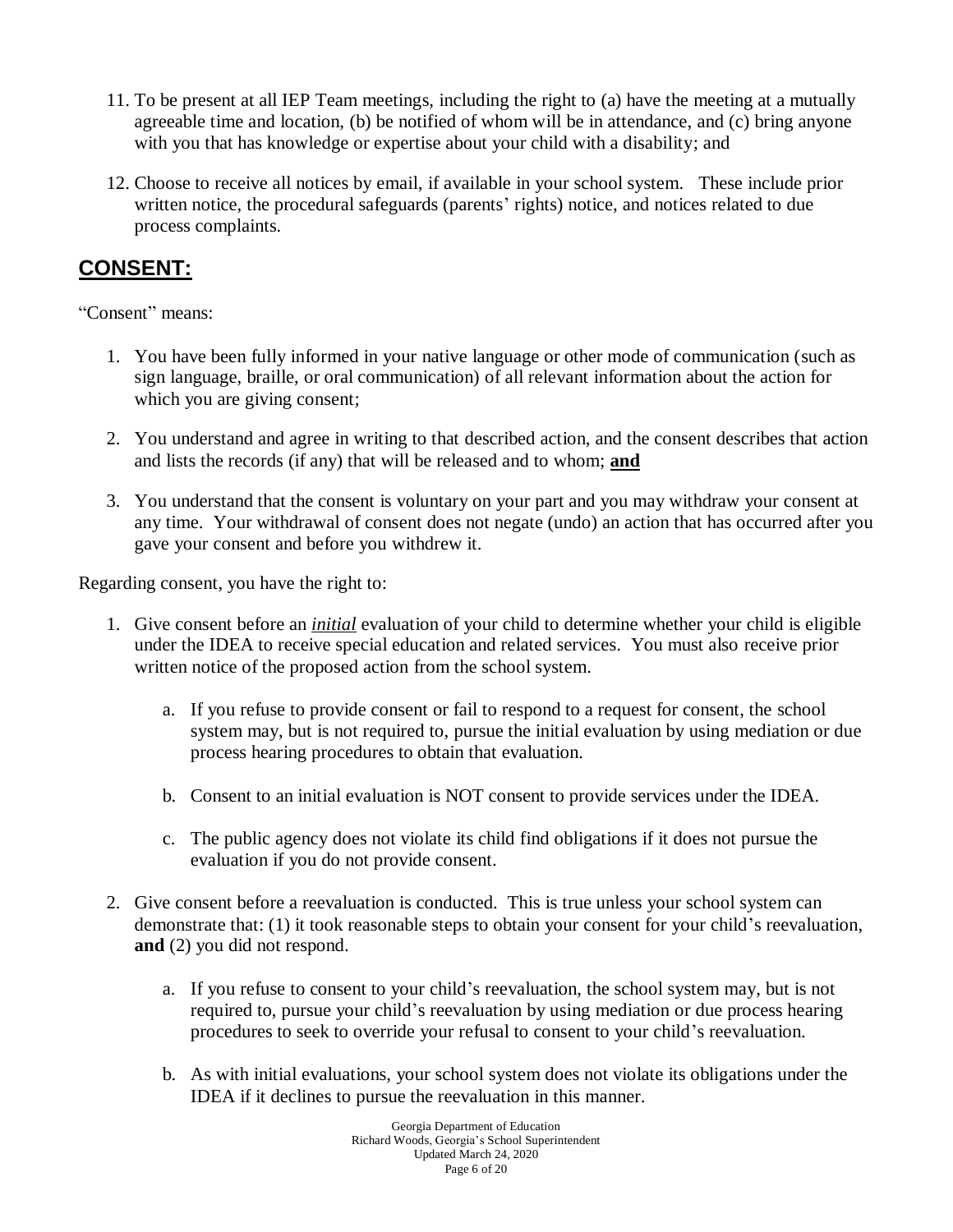11. To be present at all IEP Team meetings, including the right to (a) have the meeting at a mutually agreeable time and location, (b) be notified of whom will be in attendance, and (c) bring anyone with you that has knowledge or expertise about your child with a disability; and

12. Choose to receive all notices by email, if available in your school system. These include prior written notice, the procedural safeguards (parents' rights) notice, and notices related to due process complaints.

## CONSENT:

"Consent" means:

1. You have been fully informed in your native language or other mode of communication (such as sign language, braille, or oral communication) of all relevant information about the action for which you are giving consent;

2. You understand and agree in writing to that described action, and the consent describes that action and lists the records (if any) that will be released and to whom; **and**

3. You understand that the consent is voluntary on your part and you may withdraw your consent at any time. Your withdrawal of consent does not negate (undo) an action that has occurred after you gave your consent and before you withdrew it.

Regarding consent, you have the right to:

1. Give consent before an *initial* evaluation of your child to determine whether your child is eligible under the IDEA to receive special education and related services. You must also receive prior written notice of the proposed action from the school system.

    a. If you refuse to provide consent or fail to respond to a request for consent, the school system may, but is not required to, pursue the initial evaluation by using mediation or due process hearing procedures to obtain that evaluation.

    b. Consent to an initial evaluation is NOT consent to provide services under the IDEA.

    c. The public agency does not violate its child find obligations if it does not pursue the evaluation if you do not provide consent.

2. Give consent before a reevaluation is conducted. This is true unless your school system can demonstrate that: (1) it took reasonable steps to obtain your consent for your child's reevaluation, **and** (2) you did not respond.

    a. If you refuse to consent to your child's reevaluation, the school system may, but is not required to, pursue your child's reevaluation by using mediation or due process hearing procedures to seek to override your refusal to consent to your child's reevaluation.

    b. As with initial evaluations, your school system does not violate its obligations under the IDEA if it declines to pursue the reevaluation in this manner.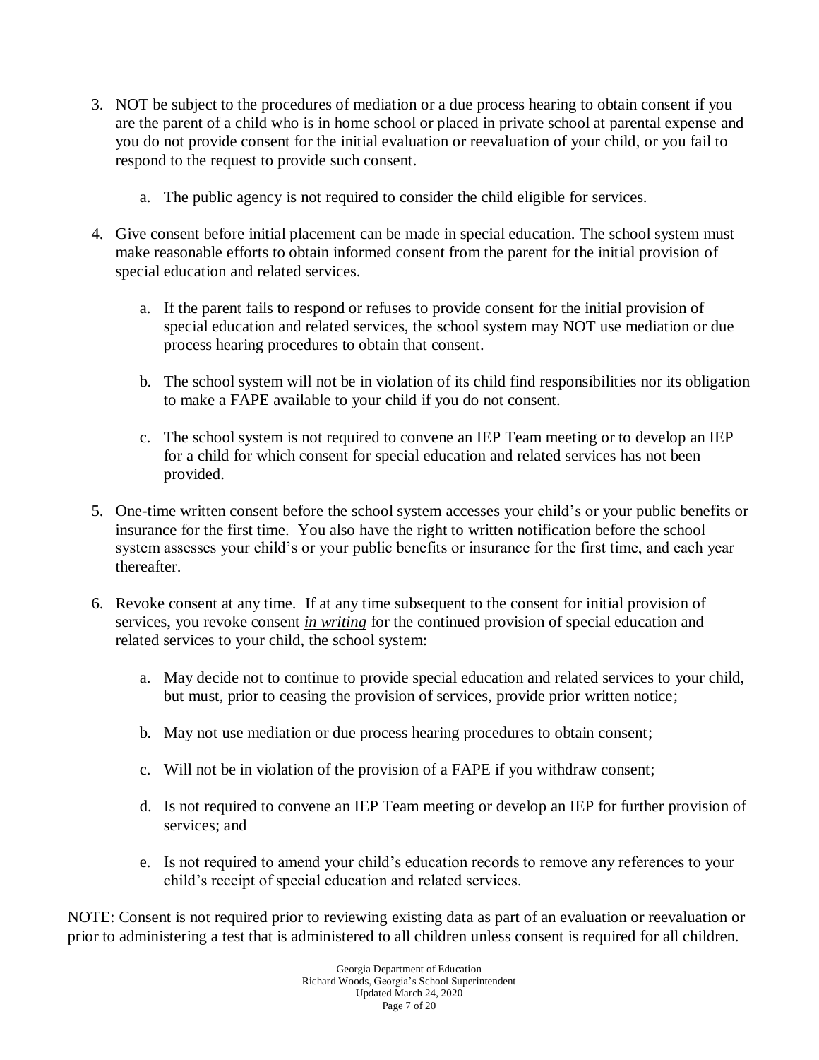3. NOT be subject to the procedures of mediation or a due process hearing to obtain consent if you are the parent of a child who is in home school or placed in private school at parental expense and you do not provide consent for the initial evaluation or reevaluation of your child, or you fail to respond to the request to provide such consent.

    a. The public agency is not required to consider the child eligible for services.

4. Give consent before initial placement can be made in special education. The school system must make reasonable efforts to obtain informed consent from the parent for the initial provision of special education and related services.

    a. If the parent fails to respond or refuses to provide consent for the initial provision of special education and related services, the school system may NOT use mediation or due process hearing procedures to obtain that consent.

    b. The school system will not be in violation of its child find responsibilities nor its obligation to make a FAPE available to your child if you do not consent.

    c. The school system is not required to convene an IEP Team meeting or to develop an IEP for a child for which consent for special education and related services has not been provided.

5. One-time written consent before the school system accesses your child's or your public benefits or insurance for the first time. You also have the right to written notification before the school system assesses your child's or your public benefits or insurance for the first time, and each year thereafter.

6. Revoke consent at any time. If at any time subsequent to the consent for initial provision of services, you revoke consent ***in writing*** for the continued provision of special education and related services to your child, the school system:

    a. May decide not to continue to provide special education and related services to your child, but must, prior to ceasing the provision of services, provide prior written notice;

    b. May not use mediation or due process hearing procedures to obtain consent;

    c. Will not be in violation of the provision of a FAPE if you withdraw consent;

    d. Is not required to convene an IEP Team meeting or develop an IEP for further provision of services; and

    e. Is not required to amend your child's education records to remove any references to your child's receipt of special education and related services.

NOTE: Consent is not required prior to reviewing existing data as part of an evaluation or reevaluation or prior to administering a test that is administered to all children unless consent is required for all children.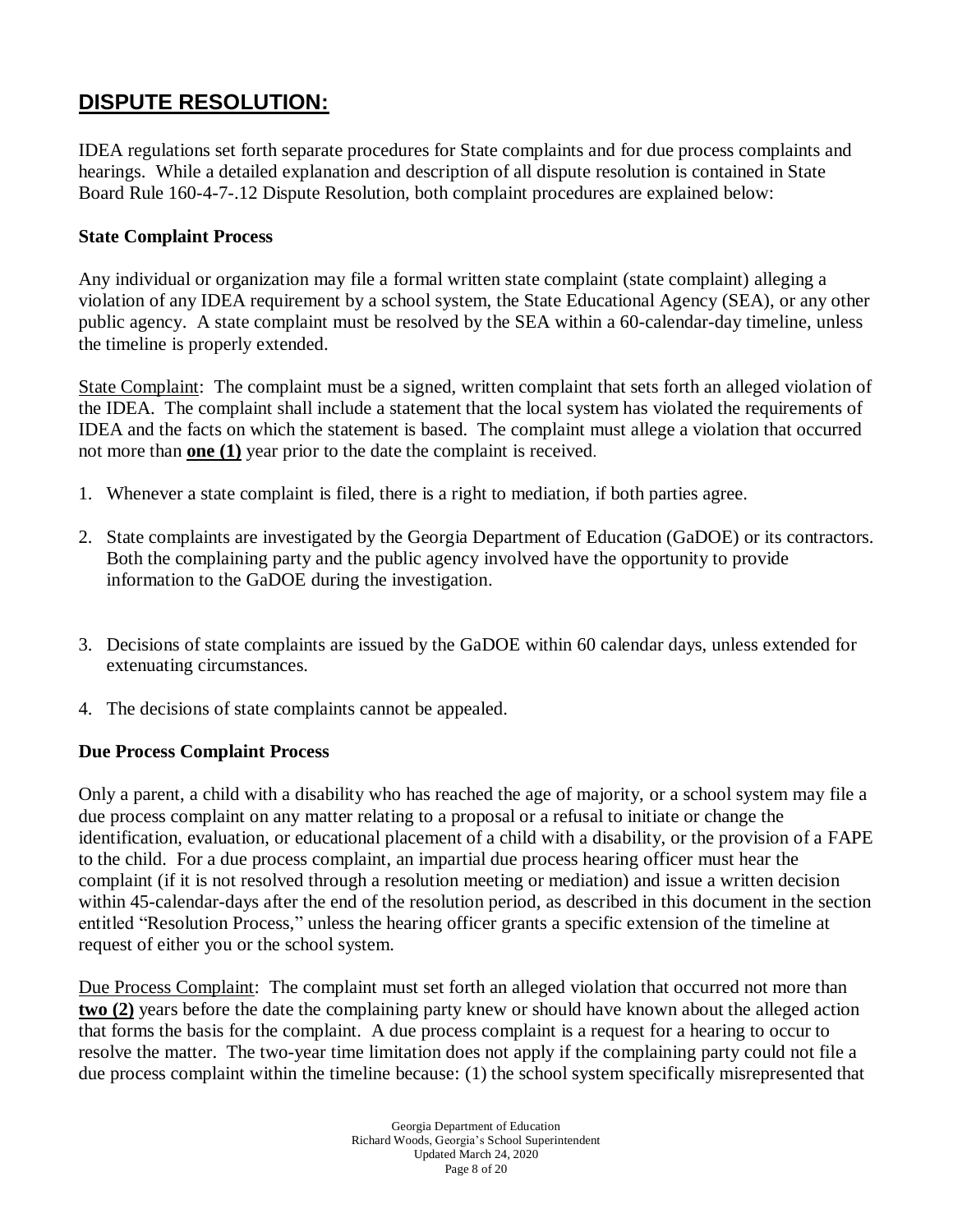## **DISPUTE RESOLUTION:**

IDEA regulations set forth separate procedures for State complaints and for due process complaints and hearings. While a detailed explanation and description of all dispute resolution is contained in State Board Rule 160-4-7-.12 Dispute Resolution, both complaint procedures are explained below:

### State Complaint Process

Any individual or organization may file a formal written state complaint (state complaint) alleging a violation of any IDEA requirement by a school system, the State Educational Agency (SEA), or any other public agency. A state complaint must be resolved by the SEA within a 60-calendar-day timeline, unless the timeline is properly extended.

State Complaint: The complaint must be a signed, written complaint that sets forth an alleged violation of the IDEA. The complaint shall include a statement that the local system has violated the requirements of IDEA and the facts on which the statement is based. The complaint must allege a violation that occurred not more than **one (1)** year prior to the date the complaint is received.

1. Whenever a state complaint is filed, there is a right to mediation, if both parties agree.
2. State complaints are investigated by the Georgia Department of Education (GaDOE) or its contractors. Both the complaining party and the public agency involved have the opportunity to provide information to the GaDOE during the investigation.
3. Decisions of state complaints are issued by the GaDOE within 60 calendar days, unless extended for extenuating circumstances.
4. The decisions of state complaints cannot be appealed.

### Due Process Complaint Process

Only a parent, a child with a disability who has reached the age of majority, or a school system may file a due process complaint on any matter relating to a proposal or a refusal to initiate or change the identification, evaluation, or educational placement of a child with a disability, or the provision of a FAPE to the child. For a due process complaint, an impartial due process hearing officer must hear the complaint (if it is not resolved through a resolution meeting or mediation) and issue a written decision within 45-calendar-days after the end of the resolution period, as described in this document in the section entitled "Resolution Process," unless the hearing officer grants a specific extension of the timeline at request of either you or the school system.

Due Process Complaint: The complaint must set forth an alleged violation that occurred not more than **two (2)** years before the date the complaining party knew or should have known about the alleged action that forms the basis for the complaint. A due process complaint is a request for a hearing to occur to resolve the matter. The two-year time limitation does not apply if the complaining party could not file a due process complaint within the timeline because: (1) the school system specifically misrepresented that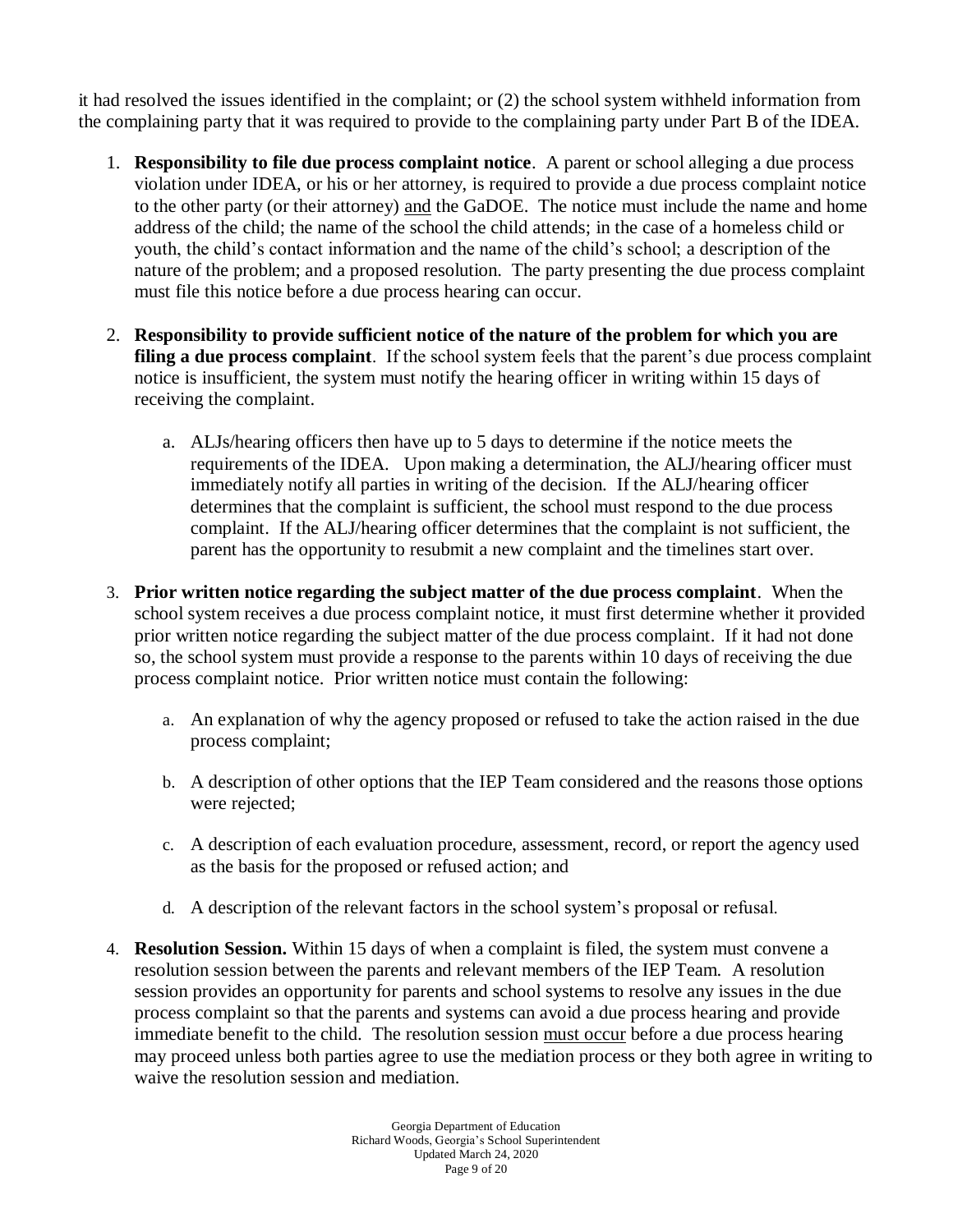it had resolved the issues identified in the complaint; or (2) the school system withheld information from the complaining party that it was required to provide to the complaining party under Part B of the IDEA.

1. **Responsibility to file due process complaint notice**. A parent or school alleging a due process violation under IDEA, or his or her attorney, is required to provide a due process complaint notice to the other party (or their attorney) and the GaDOE. The notice must include the name and home address of the child; the name of the school the child attends; in the case of a homeless child or youth, the child's contact information and the name of the child's school; a description of the nature of the problem; and a proposed resolution. The party presenting the due process complaint must file this notice before a due process hearing can occur.

2. **Responsibility to provide sufficient notice of the nature of the problem for which you are filing a due process complaint**. If the school system feels that the parent's due process complaint notice is insufficient, the system must notify the hearing officer in writing within 15 days of receiving the complaint.

   a. ALJs/hearing officers then have up to 5 days to determine if the notice meets the requirements of the IDEA. Upon making a determination, the ALJ/hearing officer must immediately notify all parties in writing of the decision. If the ALJ/hearing officer determines that the complaint is sufficient, the school must respond to the due process complaint. If the ALJ/hearing officer determines that the complaint is not sufficient, the parent has the opportunity to resubmit a new complaint and the timelines start over.

3. **Prior written notice regarding the subject matter of the due process complaint**. When the school system receives a due process complaint notice, it must first determine whether it provided prior written notice regarding the subject matter of the due process complaint. If it had not done so, the school system must provide a response to the parents within 10 days of receiving the due process complaint notice. Prior written notice must contain the following:

   a. An explanation of why the agency proposed or refused to take the action raised in the due process complaint;

   b. A description of other options that the IEP Team considered and the reasons those options were rejected;

   c. A description of each evaluation procedure, assessment, record, or report the agency used as the basis for the proposed or refused action; and

   d. A description of the relevant factors in the school system's proposal or refusal.

4. **Resolution Session.** Within 15 days of when a complaint is filed, the system must convene a resolution session between the parents and relevant members of the IEP Team. A resolution session provides an opportunity for parents and school systems to resolve any issues in the due process complaint so that the parents and systems can avoid a due process hearing and provide immediate benefit to the child. The resolution session must occur before a due process hearing may proceed unless both parties agree to use the mediation process or they both agree in writing to waive the resolution session and mediation.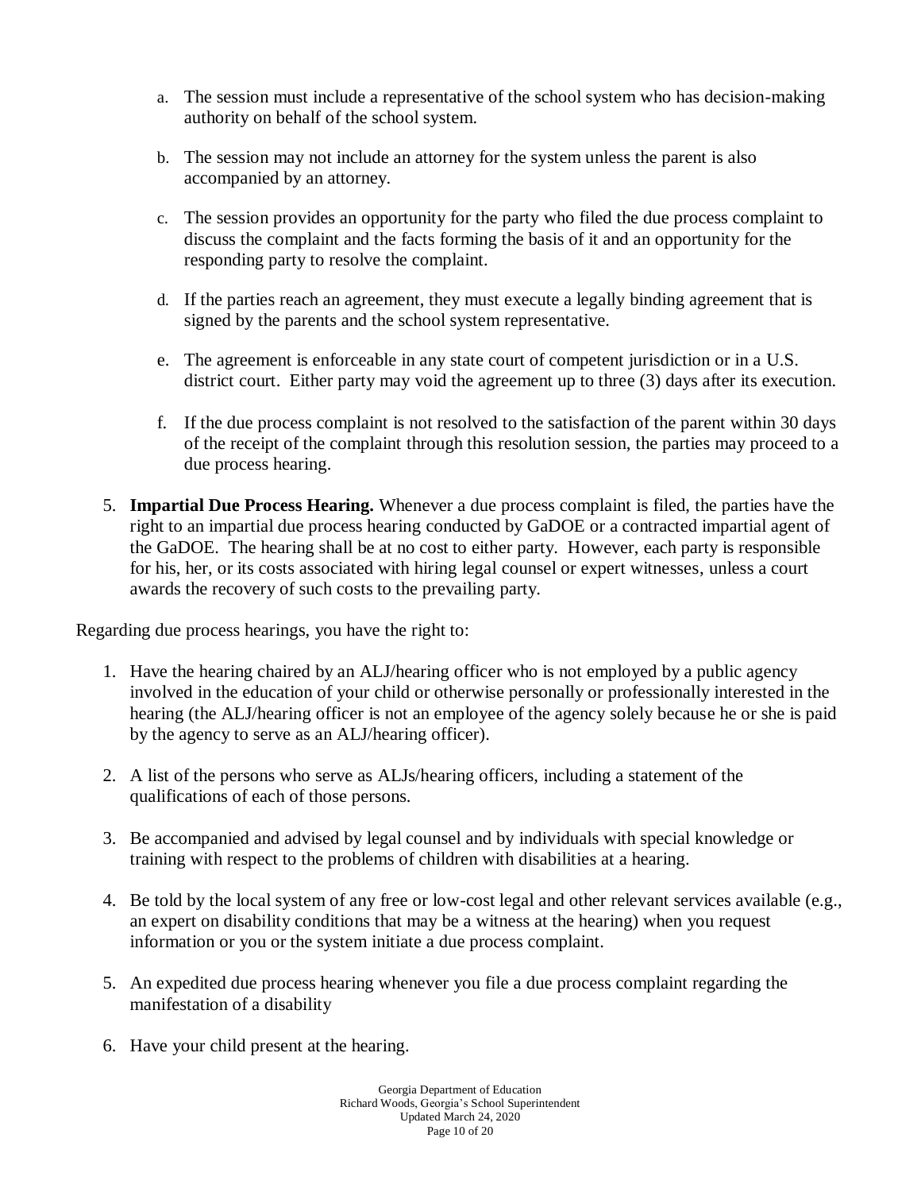a. The session must include a representative of the school system who has decision-making authority on behalf of the school system.

   b. The session may not include an attorney for the system unless the parent is also accompanied by an attorney.

   c. The session provides an opportunity for the party who filed the due process complaint to discuss the complaint and the facts forming the basis of it and an opportunity for the responding party to resolve the complaint.

   d. If the parties reach an agreement, they must execute a legally binding agreement that is signed by the parents and the school system representative.

   e. The agreement is enforceable in any state court of competent jurisdiction or in a U.S. district court. Either party may void the agreement up to three (3) days after its execution.

   f. If the due process complaint is not resolved to the satisfaction of the parent within 30 days of the receipt of the complaint through this resolution session, the parties may proceed to a due process hearing.

5. **Impartial Due Process Hearing.** Whenever a due process complaint is filed, the parties have the right to an impartial due process hearing conducted by GaDOE or a contracted impartial agent of the GaDOE. The hearing shall be at no cost to either party. However, each party is responsible for his, her, or its costs associated with hiring legal counsel or expert witnesses, unless a court awards the recovery of such costs to the prevailing party.

Regarding due process hearings, you have the right to:

1. Have the hearing chaired by an ALJ/hearing officer who is not employed by a public agency involved in the education of your child or otherwise personally or professionally interested in the hearing (the ALJ/hearing officer is not an employee of the agency solely because he or she is paid by the agency to serve as an ALJ/hearing officer).

2. A list of the persons who serve as ALJs/hearing officers, including a statement of the qualifications of each of those persons.

3. Be accompanied and advised by legal counsel and by individuals with special knowledge or training with respect to the problems of children with disabilities at a hearing.

4. Be told by the local system of any free or low-cost legal and other relevant services available (e.g., an expert on disability conditions that may be a witness at the hearing) when you request information or you or the system initiate a due process complaint.

5. An expedited due process hearing whenever you file a due process complaint regarding the manifestation of a disability

6. Have your child present at the hearing.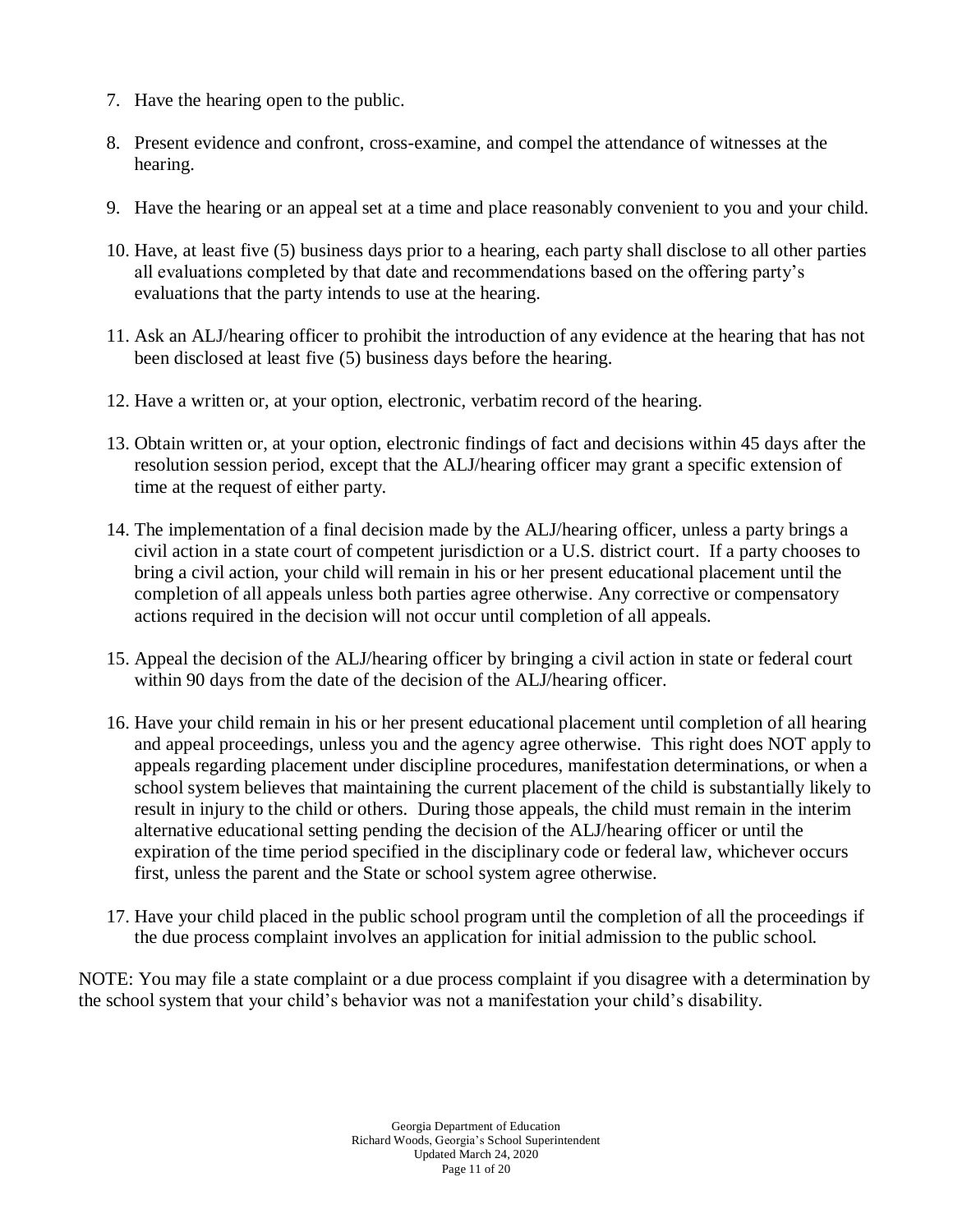7. Have the hearing open to the public.

8. Present evidence and confront, cross-examine, and compel the attendance of witnesses at the hearing.

9. Have the hearing or an appeal set at a time and place reasonably convenient to you and your child.

10. Have, at least five (5) business days prior to a hearing, each party shall disclose to all other parties all evaluations completed by that date and recommendations based on the offering party's evaluations that the party intends to use at the hearing.

11. Ask an ALJ/hearing officer to prohibit the introduction of any evidence at the hearing that has not been disclosed at least five (5) business days before the hearing.

12. Have a written or, at your option, electronic, verbatim record of the hearing.

13. Obtain written or, at your option, electronic findings of fact and decisions within 45 days after the resolution session period, except that the ALJ/hearing officer may grant a specific extension of time at the request of either party.

14. The implementation of a final decision made by the ALJ/hearing officer, unless a party brings a civil action in a state court of competent jurisdiction or a U.S. district court. If a party chooses to bring a civil action, your child will remain in his or her present educational placement until the completion of all appeals unless both parties agree otherwise. Any corrective or compensatory actions required in the decision will not occur until completion of all appeals.

15. Appeal the decision of the ALJ/hearing officer by bringing a civil action in state or federal court within 90 days from the date of the decision of the ALJ/hearing officer.

16. Have your child remain in his or her present educational placement until completion of all hearing and appeal proceedings, unless you and the agency agree otherwise. This right does NOT apply to appeals regarding placement under discipline procedures, manifestation determinations, or when a school system believes that maintaining the current placement of the child is substantially likely to result in injury to the child or others. During those appeals, the child must remain in the interim alternative educational setting pending the decision of the ALJ/hearing officer or until the expiration of the time period specified in the disciplinary code or federal law, whichever occurs first, unless the parent and the State or school system agree otherwise.

17. Have your child placed in the public school program until the completion of all the proceedings if the due process complaint involves an application for initial admission to the public school.

NOTE: You may file a state complaint or a due process complaint if you disagree with a determination by the school system that your child's behavior was not a manifestation your child's disability.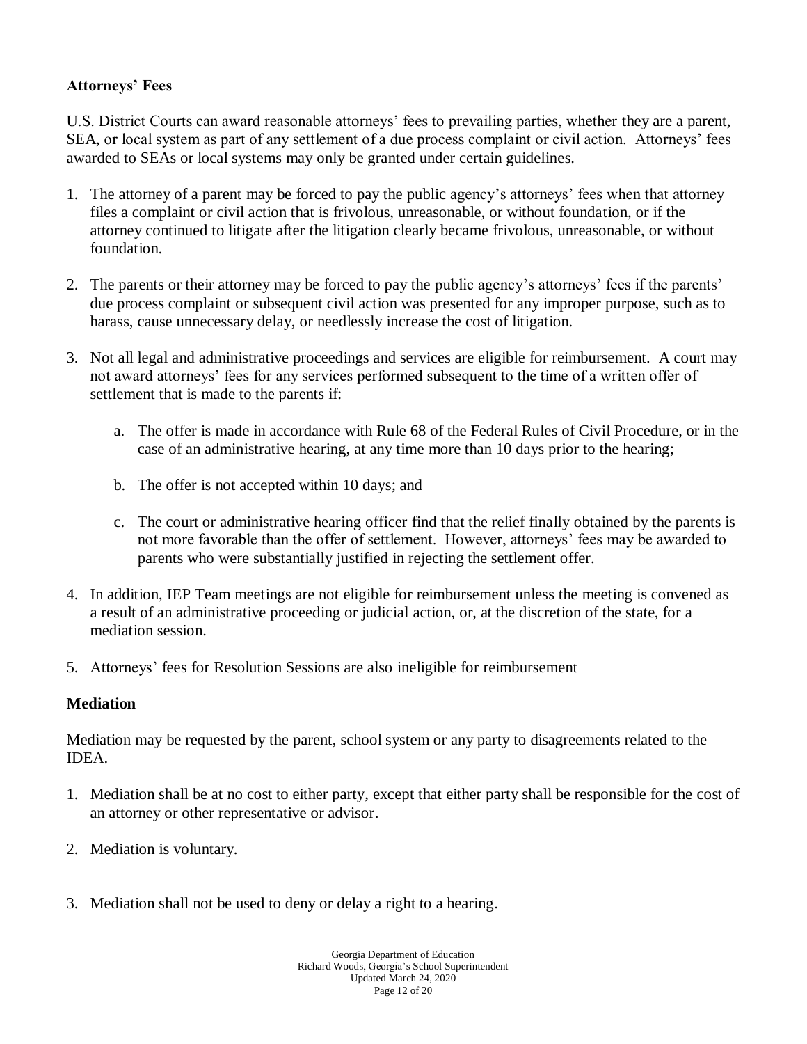**Attorneys' Fees**

U.S. District Courts can award reasonable attorneys' fees to prevailing parties, whether they are a parent, SEA, or local system as part of any settlement of a due process complaint or civil action. Attorneys' fees awarded to SEAs or local systems may only be granted under certain guidelines.

1. The attorney of a parent may be forced to pay the public agency's attorneys' fees when that attorney files a complaint or civil action that is frivolous, unreasonable, or without foundation, or if the attorney continued to litigate after the litigation clearly became frivolous, unreasonable, or without foundation.

2. The parents or their attorney may be forced to pay the public agency's attorneys' fees if the parents' due process complaint or subsequent civil action was presented for any improper purpose, such as to harass, cause unnecessary delay, or needlessly increase the cost of litigation.

3. Not all legal and administrative proceedings and services are eligible for reimbursement. A court may not award attorneys' fees for any services performed subsequent to the time of a written offer of settlement that is made to the parents if:

   a. The offer is made in accordance with Rule 68 of the Federal Rules of Civil Procedure, or in the case of an administrative hearing, at any time more than 10 days prior to the hearing;

   b. The offer is not accepted within 10 days; and

   c. The court or administrative hearing officer find that the relief finally obtained by the parents is not more favorable than the offer of settlement. However, attorneys' fees may be awarded to parents who were substantially justified in rejecting the settlement offer.

4. In addition, IEP Team meetings are not eligible for reimbursement unless the meeting is convened as a result of an administrative proceeding or judicial action, or, at the discretion of the state, for a mediation session.

5. Attorneys' fees for Resolution Sessions are also ineligible for reimbursement

**Mediation**

Mediation may be requested by the parent, school system or any party to disagreements related to the IDEA.

1. Mediation shall be at no cost to either party, except that either party shall be responsible for the cost of an attorney or other representative or advisor.

2. Mediation is voluntary.

3. Mediation shall not be used to deny or delay a right to a hearing.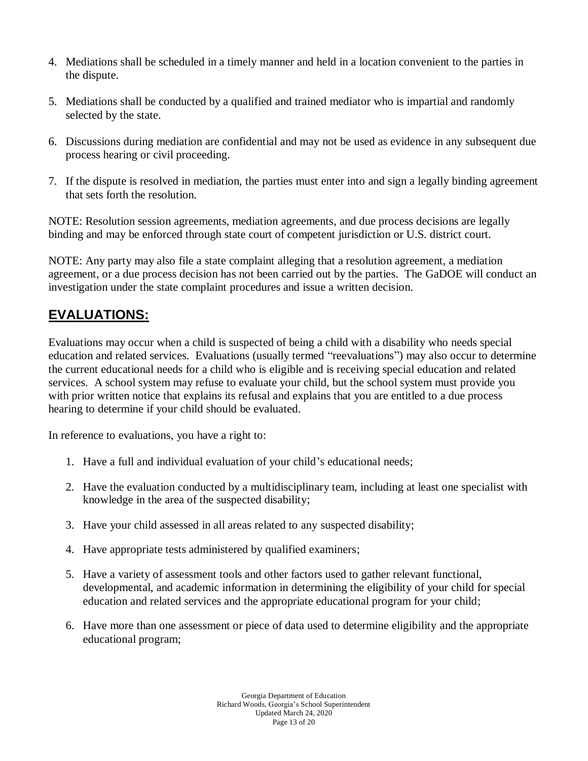4. Mediations shall be scheduled in a timely manner and held in a location convenient to the parties in the dispute.

5. Mediations shall be conducted by a qualified and trained mediator who is impartial and randomly selected by the state.

6. Discussions during mediation are confidential and may not be used as evidence in any subsequent due process hearing or civil proceeding.

7. If the dispute is resolved in mediation, the parties must enter into and sign a legally binding agreement that sets forth the resolution.

NOTE: Resolution session agreements, mediation agreements, and due process decisions are legally binding and may be enforced through state court of competent jurisdiction or U.S. district court.

NOTE: Any party may also file a state complaint alleging that a resolution agreement, a mediation agreement, or a due process decision has not been carried out by the parties. The GaDOE will conduct an investigation under the state complaint procedures and issue a written decision.

## EVALUATIONS:

Evaluations may occur when a child is suspected of being a child with a disability who needs special education and related services. Evaluations (usually termed "reevaluations") may also occur to determine the current educational needs for a child who is eligible and is receiving special education and related services. A school system may refuse to evaluate your child, but the school system must provide you with prior written notice that explains its refusal and explains that you are entitled to a due process hearing to determine if your child should be evaluated.

In reference to evaluations, you have a right to:

1. Have a full and individual evaluation of your child's educational needs;

2. Have the evaluation conducted by a multidisciplinary team, including at least one specialist with knowledge in the area of the suspected disability;

3. Have your child assessed in all areas related to any suspected disability;

4. Have appropriate tests administered by qualified examiners;

5. Have a variety of assessment tools and other factors used to gather relevant functional, developmental, and academic information in determining the eligibility of your child for special education and related services and the appropriate educational program for your child;

6. Have more than one assessment or piece of data used to determine eligibility and the appropriate educational program;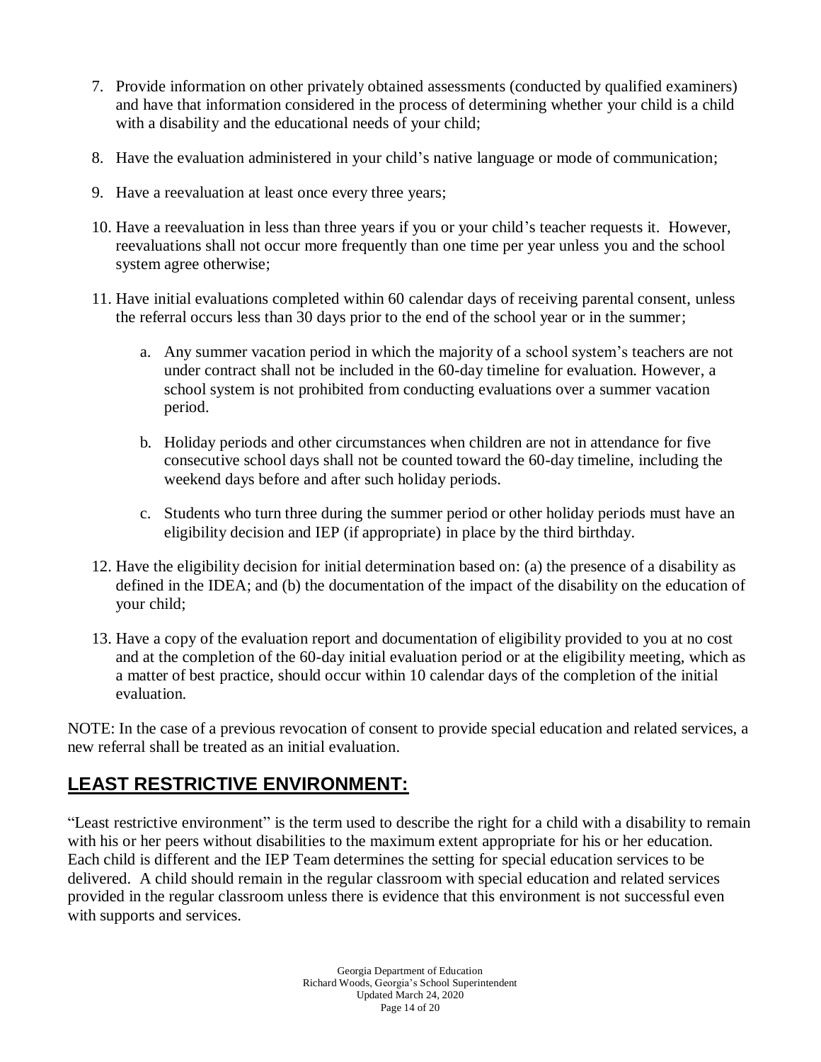7. Provide information on other privately obtained assessments (conducted by qualified examiners) and have that information considered in the process of determining whether your child is a child with a disability and the educational needs of your child;
8. Have the evaluation administered in your child's native language or mode of communication;
9. Have a reevaluation at least once every three years;
10. Have a reevaluation in less than three years if you or your child's teacher requests it. However, reevaluations shall not occur more frequently than one time per year unless you and the school system agree otherwise;
11. Have initial evaluations completed within 60 calendar days of receiving parental consent, unless the referral occurs less than 30 days prior to the end of the school year or in the summer;
    a. Any summer vacation period in which the majority of a school system's teachers are not under contract shall not be included in the 60-day timeline for evaluation. However, a school system is not prohibited from conducting evaluations over a summer vacation period.
    b. Holiday periods and other circumstances when children are not in attendance for five consecutive school days shall not be counted toward the 60-day timeline, including the weekend days before and after such holiday periods.
    c. Students who turn three during the summer period or other holiday periods must have an eligibility decision and IEP (if appropriate) in place by the third birthday.
12. Have the eligibility decision for initial determination based on: (a) the presence of a disability as defined in the IDEA; and (b) the documentation of the impact of the disability on the education of your child;
13. Have a copy of the evaluation report and documentation of eligibility provided to you at no cost and at the completion of the 60-day initial evaluation period or at the eligibility meeting, which as a matter of best practice, should occur within 10 calendar days of the completion of the initial evaluation.

NOTE: In the case of a previous revocation of consent to provide special education and related services, a new referral shall be treated as an initial evaluation.

## **LEAST RESTRICTIVE ENVIRONMENT:**

"Least restrictive environment" is the term used to describe the right for a child with a disability to remain with his or her peers without disabilities to the maximum extent appropriate for his or her education. Each child is different and the IEP Team determines the setting for special education services to be delivered. A child should remain in the regular classroom with special education and related services provided in the regular classroom unless there is evidence that this environment is not successful even with supports and services.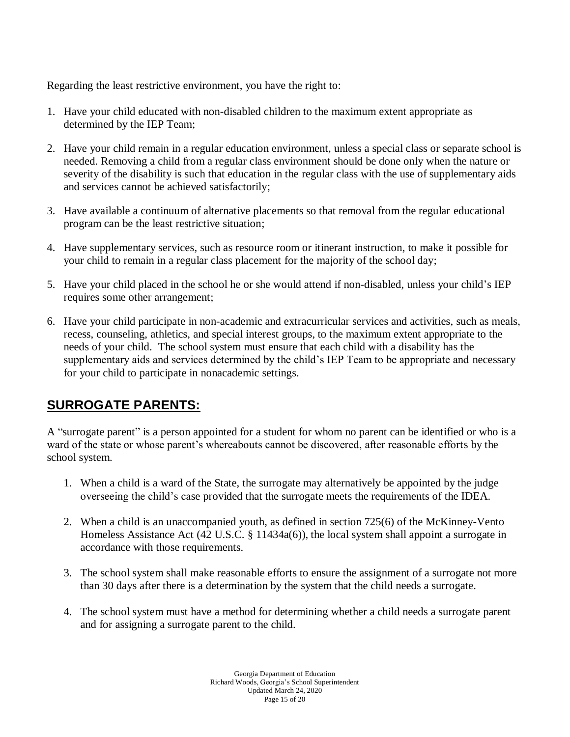Regarding the least restrictive environment, you have the right to:

1. Have your child educated with non-disabled children to the maximum extent appropriate as determined by the IEP Team;
2. Have your child remain in a regular education environment, unless a special class or separate school is needed. Removing a child from a regular class environment should be done only when the nature or severity of the disability is such that education in the regular class with the use of supplementary aids and services cannot be achieved satisfactorily;
3. Have available a continuum of alternative placements so that removal from the regular educational program can be the least restrictive situation;
4. Have supplementary services, such as resource room or itinerant instruction, to make it possible for your child to remain in a regular class placement for the majority of the school day;
5. Have your child placed in the school he or she would attend if non-disabled, unless your child's IEP requires some other arrangement;
6. Have your child participate in non-academic and extracurricular services and activities, such as meals, recess, counseling, athletics, and special interest groups, to the maximum extent appropriate to the needs of your child. The school system must ensure that each child with a disability has the supplementary aids and services determined by the child's IEP Team to be appropriate and necessary for your child to participate in nonacademic settings.

## SURROGATE PARENTS:

A "surrogate parent" is a person appointed for a student for whom no parent can be identified or who is a ward of the state or whose parent's whereabouts cannot be discovered, after reasonable efforts by the school system.

1. When a child is a ward of the State, the surrogate may alternatively be appointed by the judge overseeing the child's case provided that the surrogate meets the requirements of the IDEA.
2. When a child is an unaccompanied youth, as defined in section 725(6) of the McKinney-Vento Homeless Assistance Act (42 U.S.C. § 11434a(6)), the local system shall appoint a surrogate in accordance with those requirements.
3. The school system shall make reasonable efforts to ensure the assignment of a surrogate not more than 30 days after there is a determination by the system that the child needs a surrogate.
4. The school system must have a method for determining whether a child needs a surrogate parent and for assigning a surrogate parent to the child.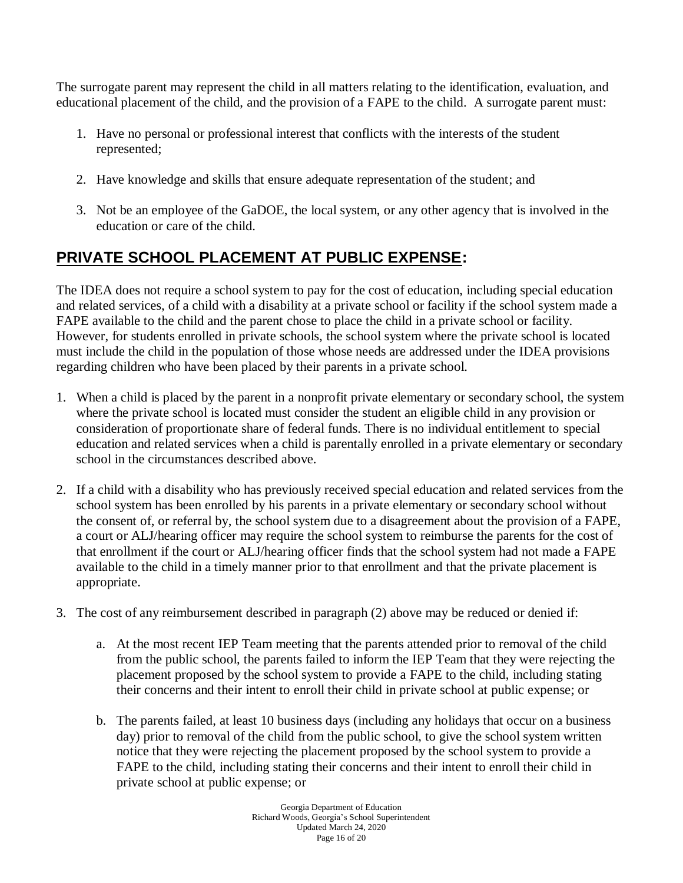The surrogate parent may represent the child in all matters relating to the identification, evaluation, and educational placement of the child, and the provision of a FAPE to the child. A surrogate parent must:

1. Have no personal or professional interest that conflicts with the interests of the student represented;

2. Have knowledge and skills that ensure adequate representation of the student; and

3. Not be an employee of the GaDOE, the local system, or any other agency that is involved in the education or care of the child.

## PRIVATE SCHOOL PLACEMENT AT PUBLIC EXPENSE:

The IDEA does not require a school system to pay for the cost of education, including special education and related services, of a child with a disability at a private school or facility if the school system made a FAPE available to the child and the parent chose to place the child in a private school or facility. However, for students enrolled in private schools, the school system where the private school is located must include the child in the population of those whose needs are addressed under the IDEA provisions regarding children who have been placed by their parents in a private school.

1. When a child is placed by the parent in a nonprofit private elementary or secondary school, the system where the private school is located must consider the student an eligible child in any provision or consideration of proportionate share of federal funds. There is no individual entitlement to special education and related services when a child is parentally enrolled in a private elementary or secondary school in the circumstances described above.

2. If a child with a disability who has previously received special education and related services from the school system has been enrolled by his parents in a private elementary or secondary school without the consent of, or referral by, the school system due to a disagreement about the provision of a FAPE, a court or ALJ/hearing officer may require the school system to reimburse the parents for the cost of that enrollment if the court or ALJ/hearing officer finds that the school system had not made a FAPE available to the child in a timely manner prior to that enrollment and that the private placement is appropriate.

3. The cost of any reimbursement described in paragraph (2) above may be reduced or denied if:

   a. At the most recent IEP Team meeting that the parents attended prior to removal of the child from the public school, the parents failed to inform the IEP Team that they were rejecting the placement proposed by the school system to provide a FAPE to the child, including stating their concerns and their intent to enroll their child in private school at public expense; or

   b. The parents failed, at least 10 business days (including any holidays that occur on a business day) prior to removal of the child from the public school, to give the school system written notice that they were rejecting the placement proposed by the school system to provide a FAPE to the child, including stating their concerns and their intent to enroll their child in private school at public expense; or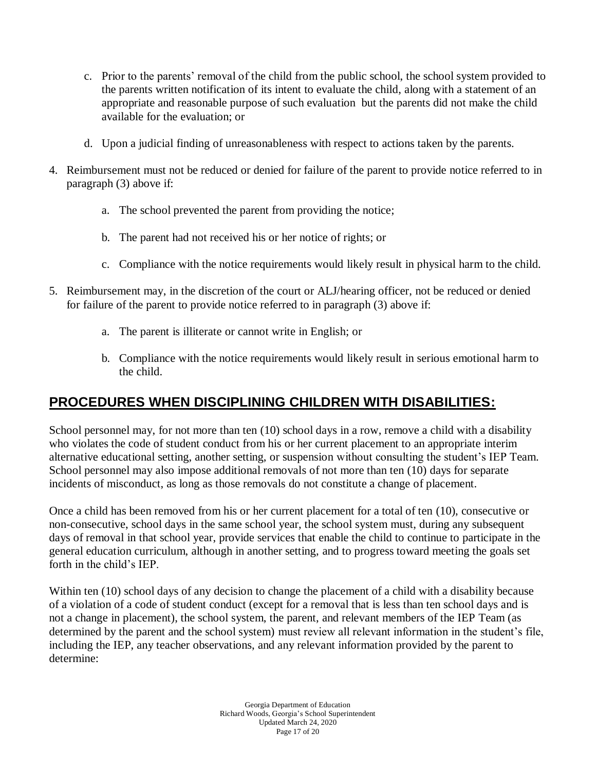c. Prior to the parents' removal of the child from the public school, the school system provided to the parents written notification of its intent to evaluate the child, along with a statement of an appropriate and reasonable purpose of such evaluation but the parents did not make the child available for the evaluation; or

d. Upon a judicial finding of unreasonableness with respect to actions taken by the parents.

4. Reimbursement must not be reduced or denied for failure of the parent to provide notice referred to in paragraph (3) above if:

   a. The school prevented the parent from providing the notice;

   b. The parent had not received his or her notice of rights; or

   c. Compliance with the notice requirements would likely result in physical harm to the child.

5. Reimbursement may, in the discretion of the court or ALJ/hearing officer, not be reduced or denied for failure of the parent to provide notice referred to in paragraph (3) above if:

   a. The parent is illiterate or cannot write in English; or

   b. Compliance with the notice requirements would likely result in serious emotional harm to the child.

## PROCEDURES WHEN DISCIPLINING CHILDREN WITH DISABILITIES:

School personnel may, for not more than ten (10) school days in a row, remove a child with a disability who violates the code of student conduct from his or her current placement to an appropriate interim alternative educational setting, another setting, or suspension without consulting the student's IEP Team. School personnel may also impose additional removals of not more than ten (10) days for separate incidents of misconduct, as long as those removals do not constitute a change of placement.

Once a child has been removed from his or her current placement for a total of ten (10), consecutive or non-consecutive, school days in the same school year, the school system must, during any subsequent days of removal in that school year, provide services that enable the child to continue to participate in the general education curriculum, although in another setting, and to progress toward meeting the goals set forth in the child's IEP.

Within ten (10) school days of any decision to change the placement of a child with a disability because of a violation of a code of student conduct (except for a removal that is less than ten school days and is not a change in placement), the school system, the parent, and relevant members of the IEP Team (as determined by the parent and the school system) must review all relevant information in the student's file, including the IEP, any teacher observations, and any relevant information provided by the parent to determine: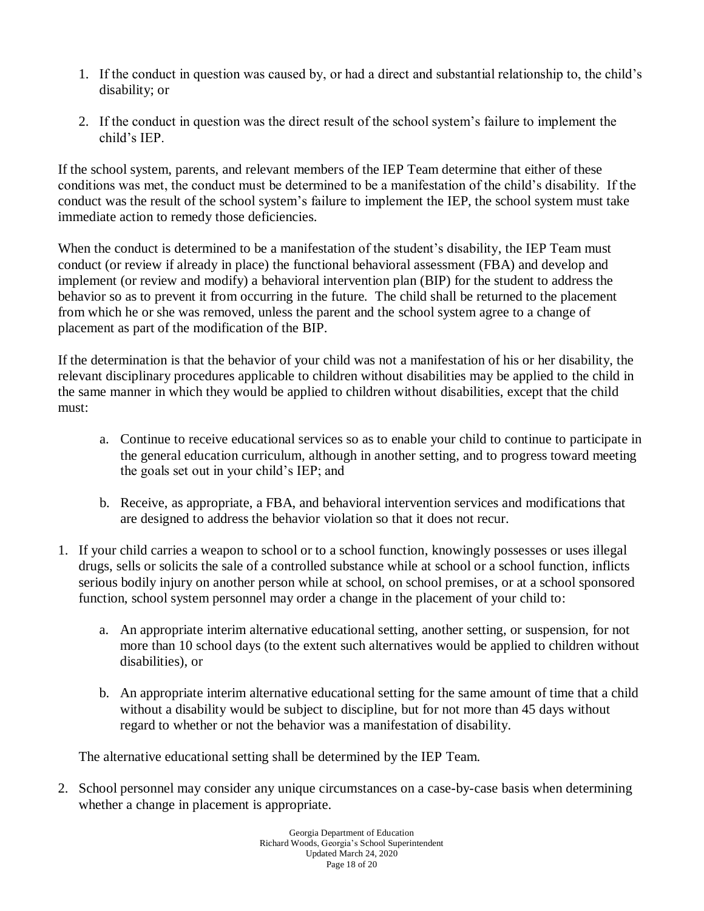1. If the conduct in question was caused by, or had a direct and substantial relationship to, the child's disability; or

2. If the conduct in question was the direct result of the school system's failure to implement the child's IEP.

If the school system, parents, and relevant members of the IEP Team determine that either of these conditions was met, the conduct must be determined to be a manifestation of the child's disability. If the conduct was the result of the school system's failure to implement the IEP, the school system must take immediate action to remedy those deficiencies.

When the conduct is determined to be a manifestation of the student's disability, the IEP Team must conduct (or review if already in place) the functional behavioral assessment (FBA) and develop and implement (or review and modify) a behavioral intervention plan (BIP) for the student to address the behavior so as to prevent it from occurring in the future. The child shall be returned to the placement from which he or she was removed, unless the parent and the school system agree to a change of placement as part of the modification of the BIP.

If the determination is that the behavior of your child was not a manifestation of his or her disability, the relevant disciplinary procedures applicable to children without disabilities may be applied to the child in the same manner in which they would be applied to children without disabilities, except that the child must:

   a. Continue to receive educational services so as to enable your child to continue to participate in the general education curriculum, although in another setting, and to progress toward meeting the goals set out in your child's IEP; and

   b. Receive, as appropriate, a FBA, and behavioral intervention services and modifications that are designed to address the behavior violation so that it does not recur.

1. If your child carries a weapon to school or to a school function, knowingly possesses or uses illegal drugs, sells or solicits the sale of a controlled substance while at school or a school function, inflicts serious bodily injury on another person while at school, on school premises, or at a school sponsored function, school system personnel may order a change in the placement of your child to:

   a. An appropriate interim alternative educational setting, another setting, or suspension, for not more than 10 school days (to the extent such alternatives would be applied to children without disabilities), or

   b. An appropriate interim alternative educational setting for the same amount of time that a child without a disability would be subject to discipline, but for not more than 45 days without regard to whether or not the behavior was a manifestation of disability.

   The alternative educational setting shall be determined by the IEP Team.

2. School personnel may consider any unique circumstances on a case-by-case basis when determining whether a change in placement is appropriate.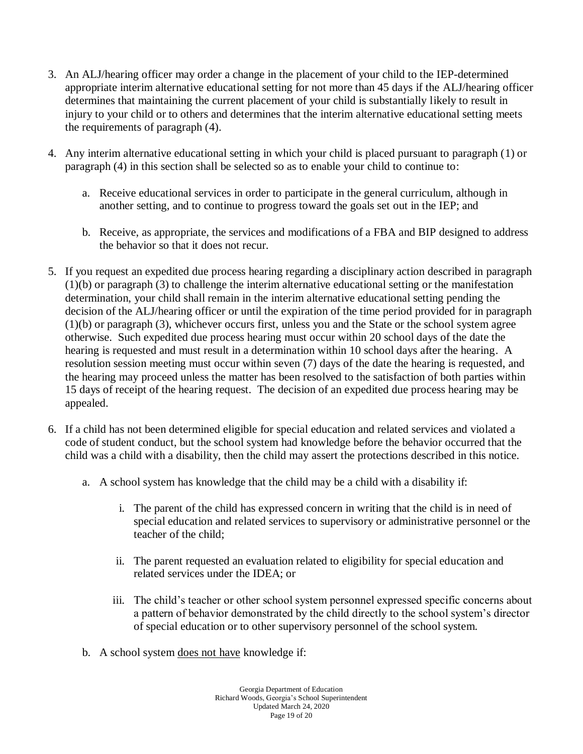3. An ALJ/hearing officer may order a change in the placement of your child to the IEP-determined appropriate interim alternative educational setting for not more than 45 days if the ALJ/hearing officer determines that maintaining the current placement of your child is substantially likely to result in injury to your child or to others and determines that the interim alternative educational setting meets the requirements of paragraph (4).

4. Any interim alternative educational setting in which your child is placed pursuant to paragraph (1) or paragraph (4) in this section shall be selected so as to enable your child to continue to:

   a. Receive educational services in order to participate in the general curriculum, although in another setting, and to continue to progress toward the goals set out in the IEP; and

   b. Receive, as appropriate, the services and modifications of a FBA and BIP designed to address the behavior so that it does not recur.

5. If you request an expedited due process hearing regarding a disciplinary action described in paragraph (1)(b) or paragraph (3) to challenge the interim alternative educational setting or the manifestation determination, your child shall remain in the interim alternative educational setting pending the decision of the ALJ/hearing officer or until the expiration of the time period provided for in paragraph (1)(b) or paragraph (3), whichever occurs first, unless you and the State or the school system agree otherwise. Such expedited due process hearing must occur within 20 school days of the date the hearing is requested and must result in a determination within 10 school days after the hearing. A resolution session meeting must occur within seven (7) days of the date the hearing is requested, and the hearing may proceed unless the matter has been resolved to the satisfaction of both parties within 15 days of receipt of the hearing request. The decision of an expedited due process hearing may be appealed.

6. If a child has not been determined eligible for special education and related services and violated a code of student conduct, but the school system had knowledge before the behavior occurred that the child was a child with a disability, then the child may assert the protections described in this notice.

   a. A school system has knowledge that the child may be a child with a disability if:

      i. The parent of the child has expressed concern in writing that the child is in need of special education and related services to supervisory or administrative personnel or the teacher of the child;

      ii. The parent requested an evaluation related to eligibility for special education and related services under the IDEA; or

      iii. The child's teacher or other school system personnel expressed specific concerns about a pattern of behavior demonstrated by the child directly to the school system's director of special education or to other supervisory personnel of the school system.

   b. A school system <u>does not have</u> knowledge if: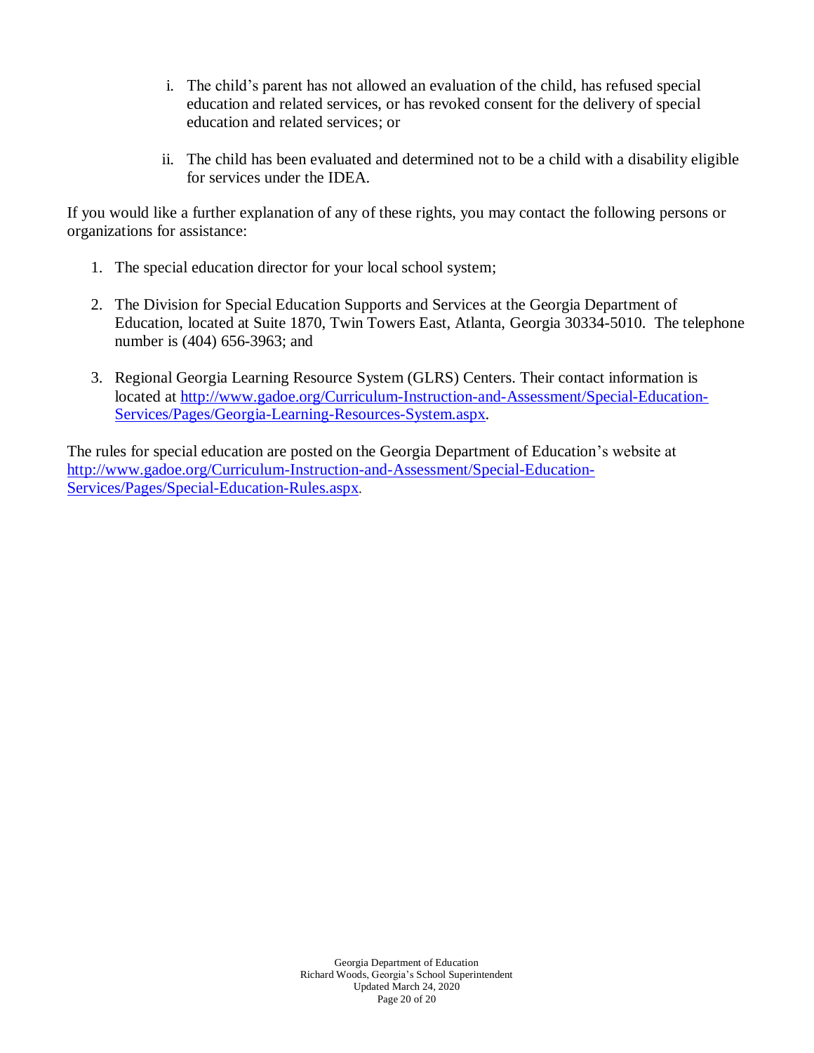i. The child's parent has not allowed an evaluation of the child, has refused special education and related services, or has revoked consent for the delivery of special education and related services; or

ii. The child has been evaluated and determined not to be a child with a disability eligible for services under the IDEA.

If you would like a further explanation of any of these rights, you may contact the following persons or organizations for assistance:

1. The special education director for your local school system;

2. The Division for Special Education Supports and Services at the Georgia Department of Education, located at Suite 1870, Twin Towers East, Atlanta, Georgia 30334-5010. The telephone number is (404) 656-3963; and

3. Regional Georgia Learning Resource System (GLRS) Centers. Their contact information is located at http://www.gadoe.org/Curriculum-Instruction-and-Assessment/Special-Education-Services/Pages/Georgia-Learning-Resources-System.aspx.

The rules for special education are posted on the Georgia Department of Education's website at http://www.gadoe.org/Curriculum-Instruction-and-Assessment/Special-Education-Services/Pages/Special-Education-Rules.aspx.